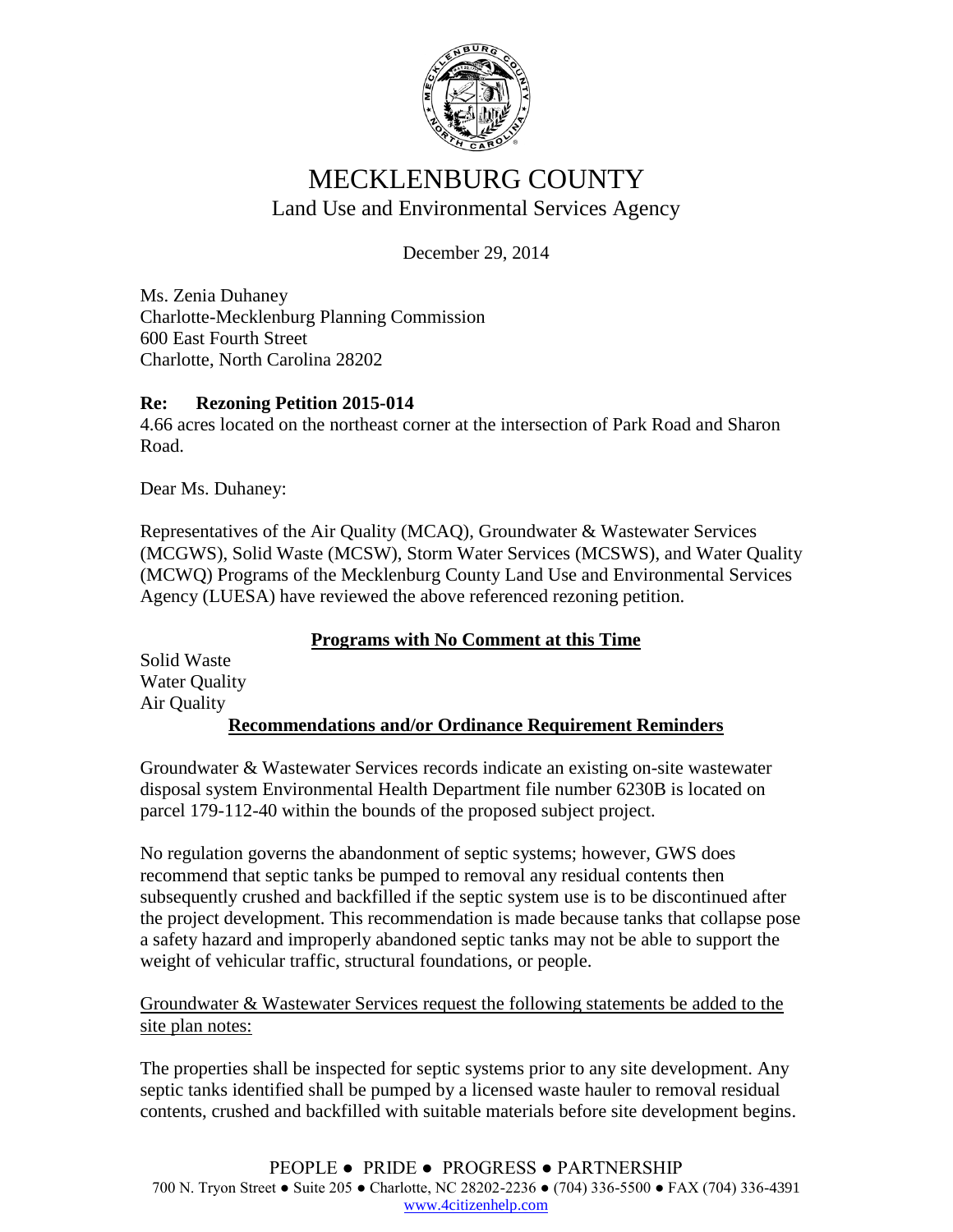# MECKLENBURG COUNTY

## Land Use and Environmental Services Agency

December 29, 2014

Ms. Zenia Duhaney
Charlotte-Mecklenburg Planning Commission
600 East Fourth Street
Charlotte, North Carolina 28202

**Re: Rezoning Petition 2015-014**
4.66 acres located on the northeast corner at the intersection of Park Road and Sharon Road.

Dear Ms. Duhaney:

Representatives of the Air Quality (MCAQ), Groundwater & Wastewater Services (MCGWS), Solid Waste (MCSW), Storm Water Services (MCSWS), and Water Quality (MCWQ) Programs of the Mecklenburg County Land Use and Environmental Services Agency (LUESA) have reviewed the above referenced rezoning petition.

**Programs with No Comment at this Time**

Solid Waste
Water Quality
Air Quality

**Recommendations and/or Ordinance Requirement Reminders**

Groundwater & Wastewater Services records indicate an existing on-site wastewater disposal system Environmental Health Department file number 6230B is located on parcel 179-112-40 within the bounds of the proposed subject project.

No regulation governs the abandonment of septic systems; however, GWS does recommend that septic tanks be pumped to removal any residual contents then subsequently crushed and backfilled if the septic system use is to be discontinued after the project development. This recommendation is made because tanks that collapse pose a safety hazard and improperly abandoned septic tanks may not be able to support the weight of vehicular traffic, structural foundations, or people.

Groundwater & Wastewater Services request the following statements be added to the site plan notes:

The properties shall be inspected for septic systems prior to any site development. Any septic tanks identified shall be pumped by a licensed waste hauler to removal residual contents, crushed and backfilled with suitable materials before site development begins.

PEOPLE ● PRIDE ● PROGRESS ● PARTNERSHIP
700 N. Tryon Street ● Suite 205 ● Charlotte, NC 28202-2236 ● (704) 336-5500 ● FAX (704) 336-4391
www.4citizenhelp.com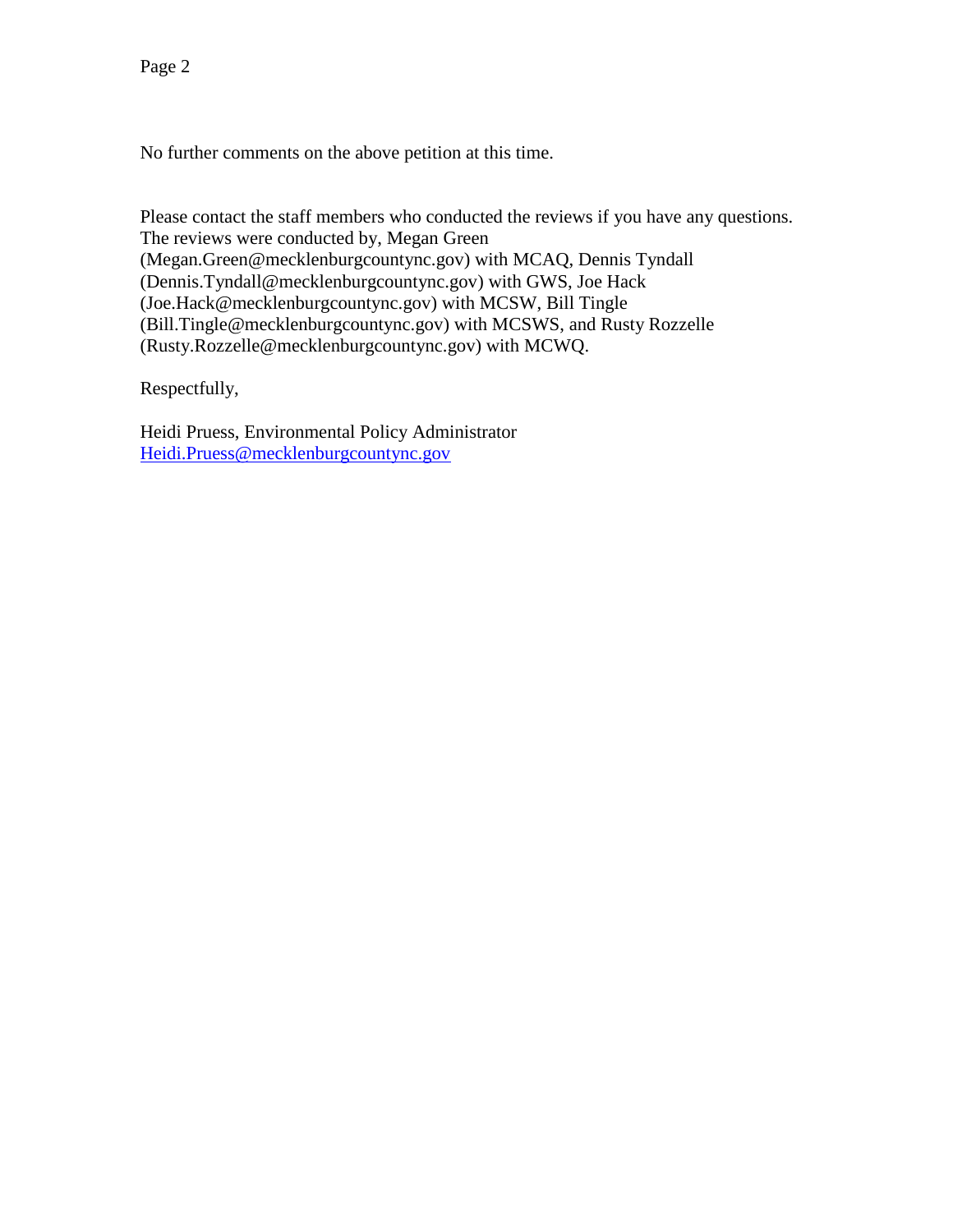No further comments on the above petition at this time.

Please contact the staff members who conducted the reviews if you have any questions. The reviews were conducted by, Megan Green (Megan.Green@mecklenburgcountync.gov) with MCAQ, Dennis Tyndall (Dennis.Tyndall@mecklenburgcountync.gov) with GWS, Joe Hack (Joe.Hack@mecklenburgcountync.gov) with MCSW, Bill Tingle (Bill.Tingle@mecklenburgcountync.gov) with MCSWS, and Rusty Rozzelle (Rusty.Rozzelle@mecklenburgcountync.gov) with MCWQ.

Respectfully,

Heidi Pruess, Environmental Policy Administrator
Heidi.Pruess@mecklenburgcountync.gov